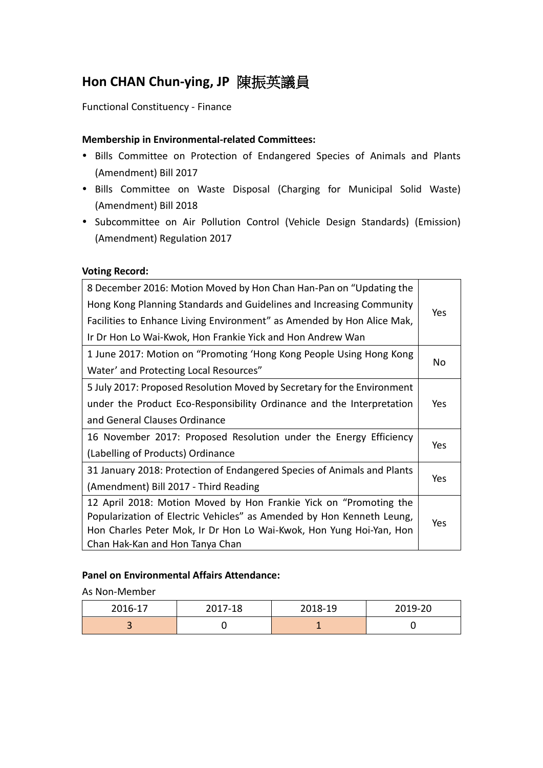# Hon CHAN Chun-ying, JP 陳振英議員

Functional Constituency - Finance

**Membership in Environmental-related Committees:**

- Bills Committee on Protection of Endangered Species of Animals and Plants (Amendment) Bill 2017
- Bills Committee on Waste Disposal (Charging for Municipal Solid Waste) (Amendment) Bill 2018
- Subcommittee on Air Pollution Control (Vehicle Design Standards) (Emission) (Amendment) Regulation 2017

**Voting Record:**

| | |
|---|---|
| 8 December 2016: Motion Moved by Hon Chan Han-Pan on "Updating the Hong Kong Planning Standards and Guidelines and Increasing Community Facilities to Enhance Living Environment" as Amended by Hon Alice Mak, Ir Dr Hon Lo Wai-Kwok, Hon Frankie Yick and Hon Andrew Wan | Yes |
| 1 June 2017: Motion on "Promoting 'Hong Kong People Using Hong Kong Water' and Protecting Local Resources" | No |
| 5 July 2017: Proposed Resolution Moved by Secretary for the Environment under the Product Eco-Responsibility Ordinance and the Interpretation and General Clauses Ordinance | Yes |
| 16 November 2017: Proposed Resolution under the Energy Efficiency (Labelling of Products) Ordinance | Yes |
| 31 January 2018: Protection of Endangered Species of Animals and Plants (Amendment) Bill 2017 - Third Reading | Yes |
| 12 April 2018: Motion Moved by Hon Frankie Yick on "Promoting the Popularization of Electric Vehicles" as Amended by Hon Kenneth Leung, Hon Charles Peter Mok, Ir Dr Hon Lo Wai-Kwok, Hon Yung Hoi-Yan, Hon Chan Hak-Kan and Hon Tanya Chan | Yes |

**Panel on Environmental Affairs Attendance:**

As Non-Member

| 2016-17 | 2017-18 | 2018-19 | 2019-20 |
|---|---|---|---|
| 3 | 0 | 1 | 0 |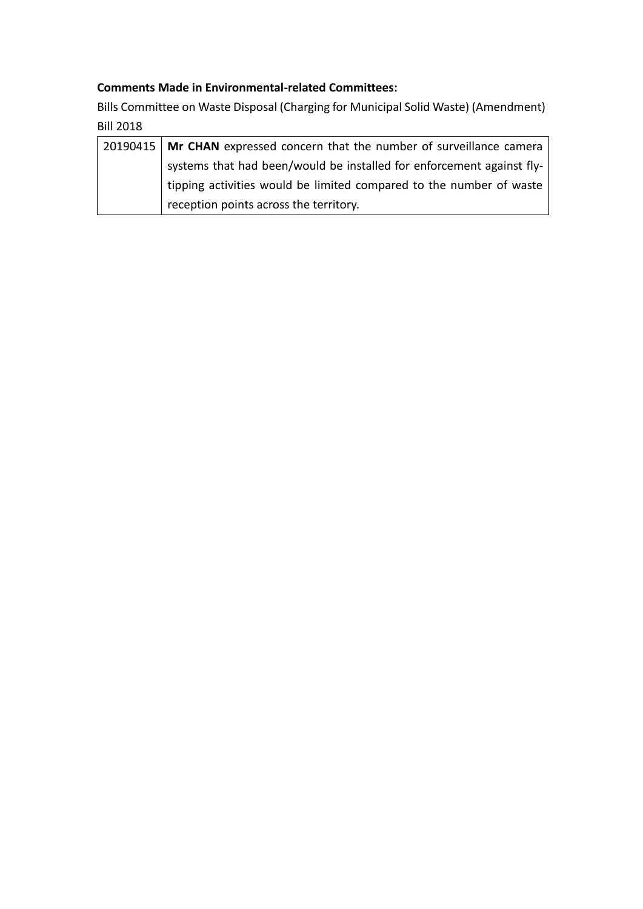**Comments Made in Environmental-related Committees:**

Bills Committee on Waste Disposal (Charging for Municipal Solid Waste) (Amendment) Bill 2018

| | |
|---|---|
| 20190415 | **Mr CHAN** expressed concern that the number of surveillance camera systems that had been/would be installed for enforcement against fly-tipping activities would be limited compared to the number of waste reception points across the territory. |